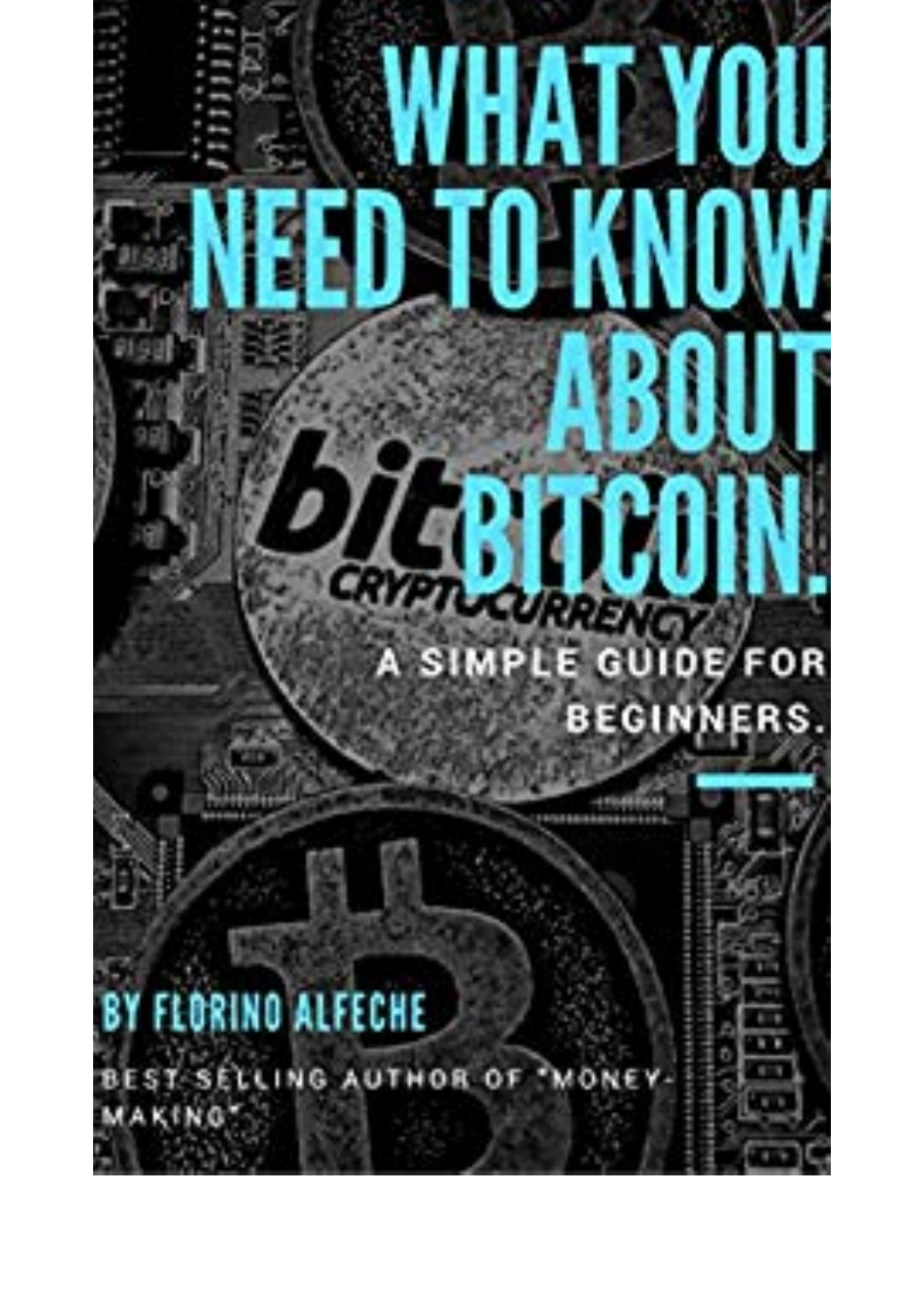# WHAT YOU NEED TO KNOW ABOUT BITCOIN.

## A SIMPLE GUIDE FOR BEGINNERS.

BY FLORINO ALFECHE

BEST SELLING AUTHOR OF "MONEY-MAKING"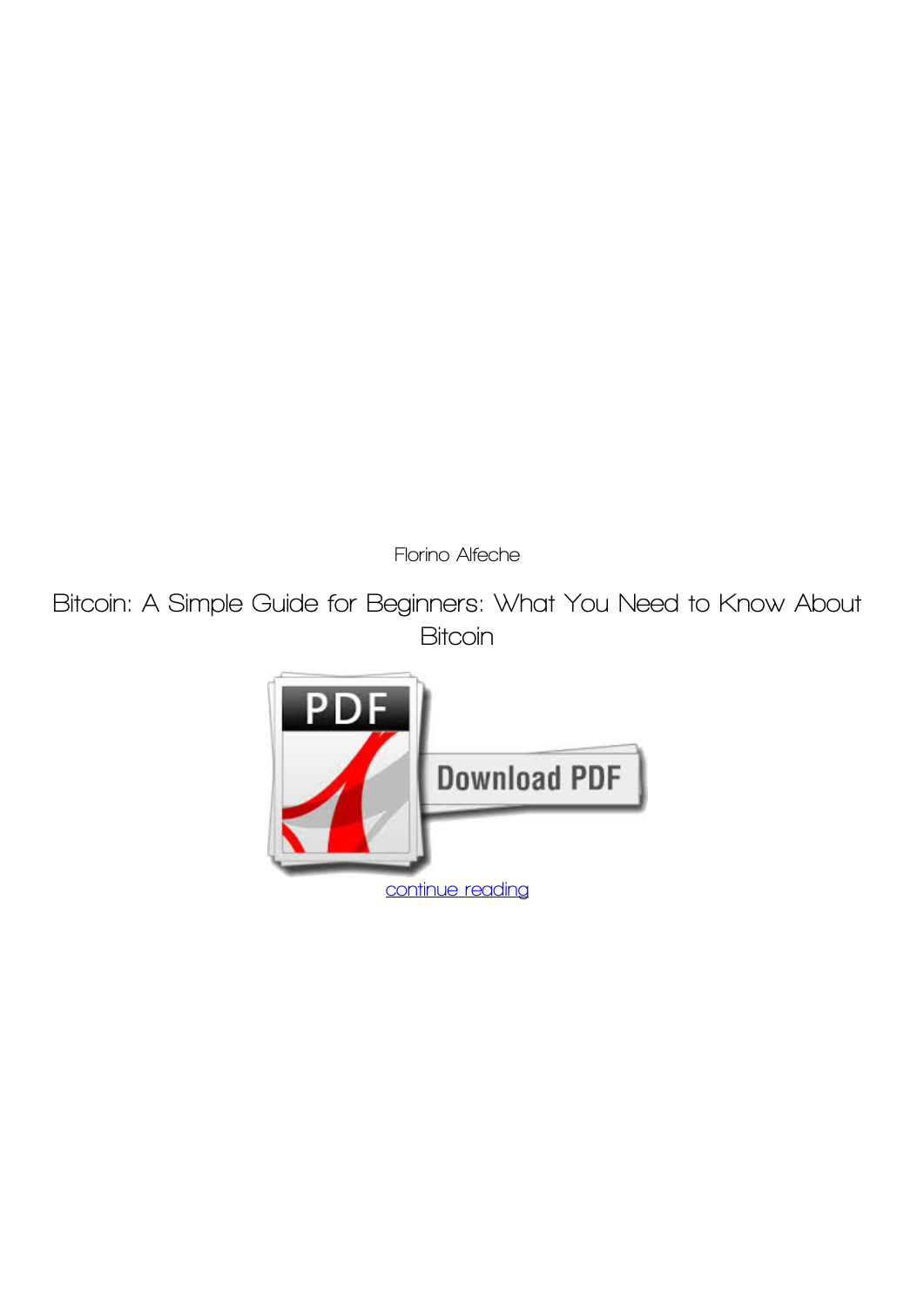Florino Alfeche

# Bitcoin: A Simple Guide for Beginners: What You Need to Know About Bitcoin

continue reading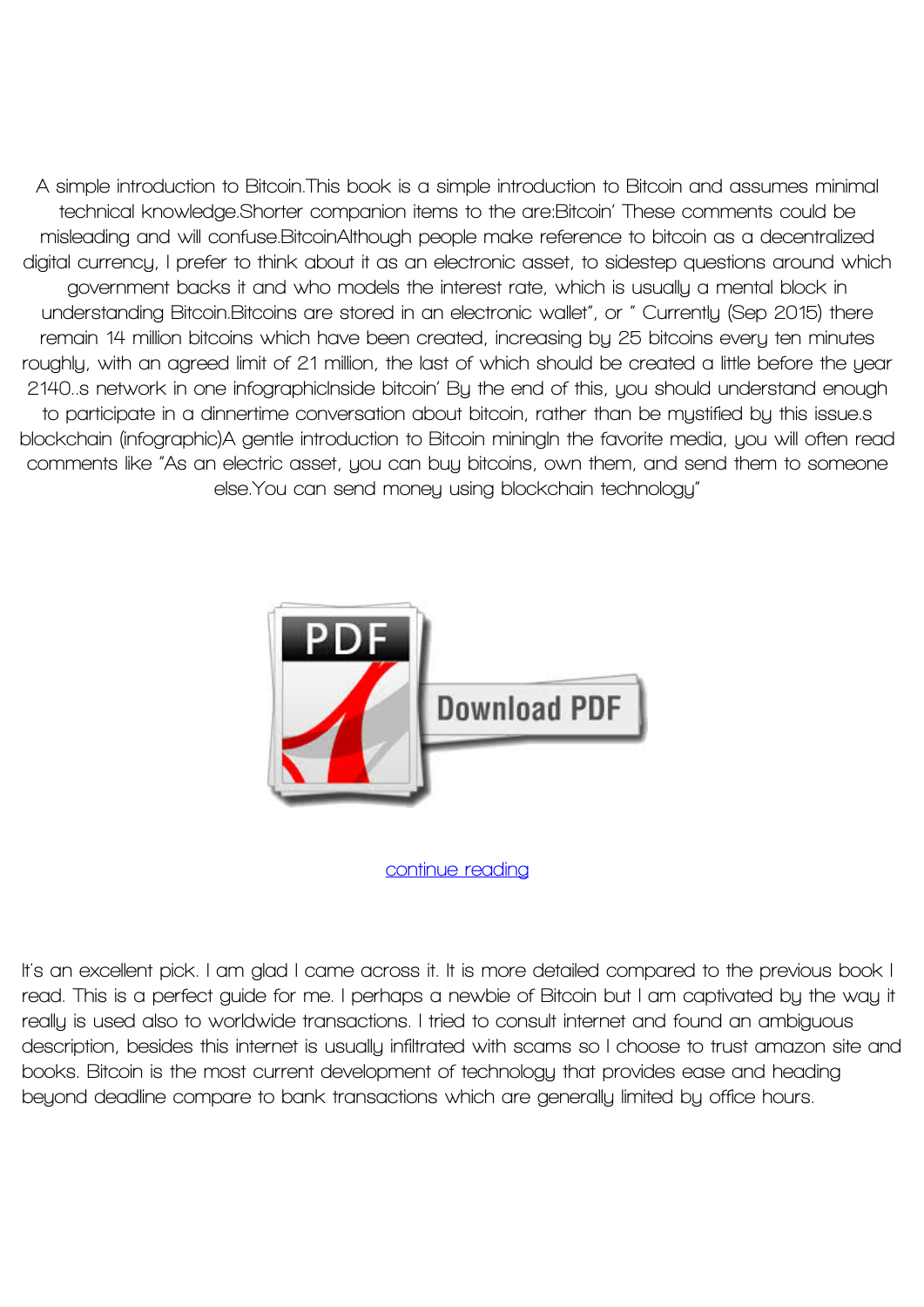A simple introduction to Bitcoin.This book is a simple introduction to Bitcoin and assumes minimal technical knowledge.Shorter companion items to the are:Bitcoin' These comments could be misleading and will confuse.BitcoinAlthough people make reference to bitcoin as a decentralized digital currency, I prefer to think about it as an electronic asset, to sidestep questions around which government backs it and who models the interest rate, which is usually a mental block in understanding Bitcoin.Bitcoins are stored in an electronic wallet", or " Currently (Sep 2015) there remain 14 million bitcoins which have been created, increasing by 25 bitcoins every ten minutes roughly, with an agreed limit of 21 million, the last of which should be created a little before the year 2140..s network in one infographicInside bitcoin' By the end of this, you should understand enough to participate in a dinnertime conversation about bitcoin, rather than be mystified by this issue.s blockchain (infographic)A gentle introduction to Bitcoin miningIn the favorite media, you will often read comments like "As an electric asset, you can buy bitcoins, own them, and send them to someone else.You can send money using blockchain technology"

continue reading

It's an excellent pick. I am glad I came across it. It is more detailed compared to the previous book I read. This is a perfect guide for me. I perhaps a newbie of Bitcoin but I am captivated by the way it really is used also to worldwide transactions. I tried to consult internet and found an ambiguous description, besides this internet is usually infiltrated with scams so I choose to trust amazon site and books. Bitcoin is the most current development of technology that provides ease and heading beyond deadline compare to bank transactions which are generally limited by office hours.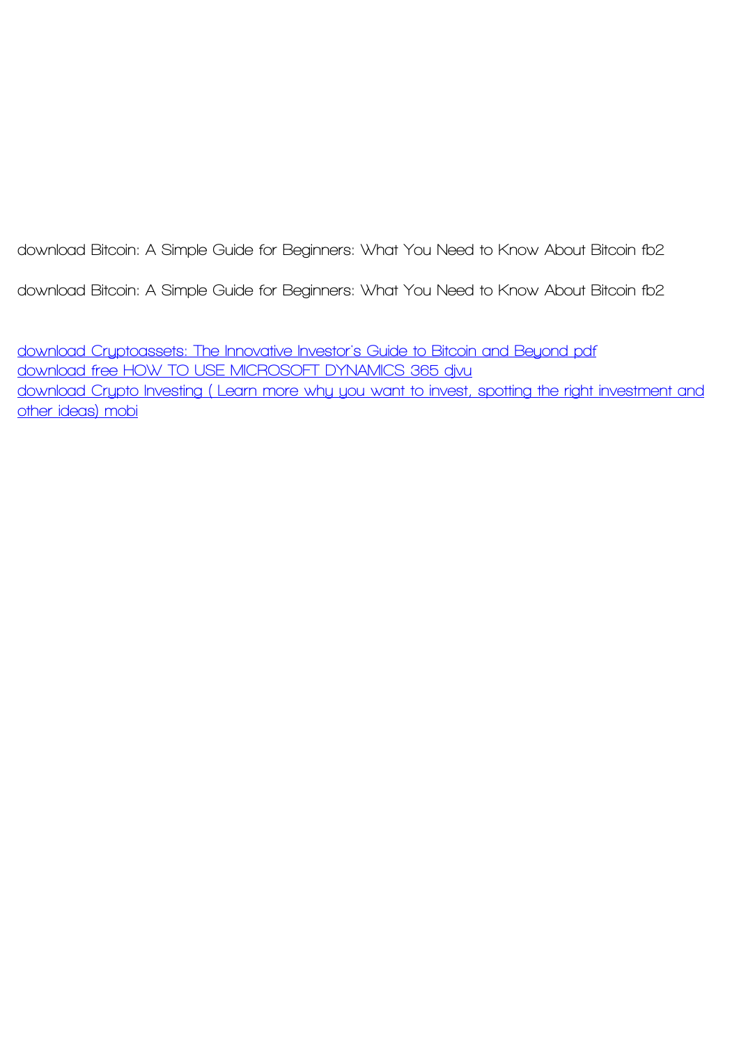download Bitcoin: A Simple Guide for Beginners: What You Need to Know About Bitcoin fb2

download Bitcoin: A Simple Guide for Beginners: What You Need to Know About Bitcoin fb2

download Cryptoassets: The Innovative Investor's Guide to Bitcoin and Beyond pdf
download free HOW TO USE MICROSOFT DYNAMICS 365 djvu
download Crypto Investing ( Learn more why you want to invest, spotting the right investment and other ideas) mobi